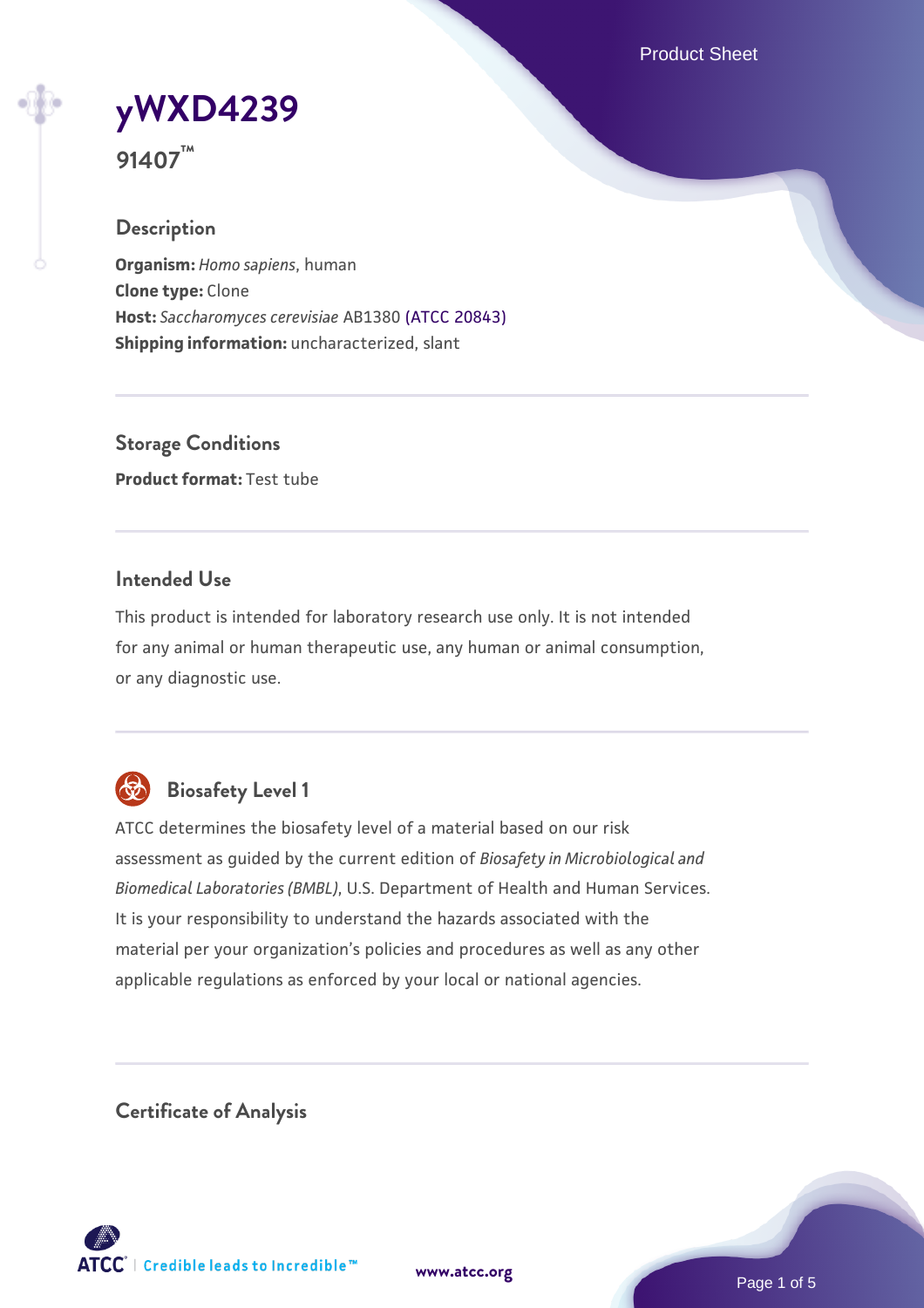# yWXD4239

**91407™**

## Description

**Organism:** *Homo sapiens*, human
**Clone type:** Clone
**Host:** *Saccharomyces cerevisiae* AB1380 (ATCC 20843)
**Shipping information:** uncharacterized, slant

## Storage Conditions

**Product format:** Test tube

## Intended Use

This product is intended for laboratory research use only. It is not intended for any animal or human therapeutic use, any human or animal consumption, or any diagnostic use.

## Biosafety Level 1

ATCC determines the biosafety level of a material based on our risk assessment as guided by the current edition of *Biosafety in Microbiological and Biomedical Laboratories (BMBL)*, U.S. Department of Health and Human Services. It is your responsibility to understand the hazards associated with the material per your organization's policies and procedures as well as any other applicable regulations as enforced by your local or national agencies.

## Certificate of Analysis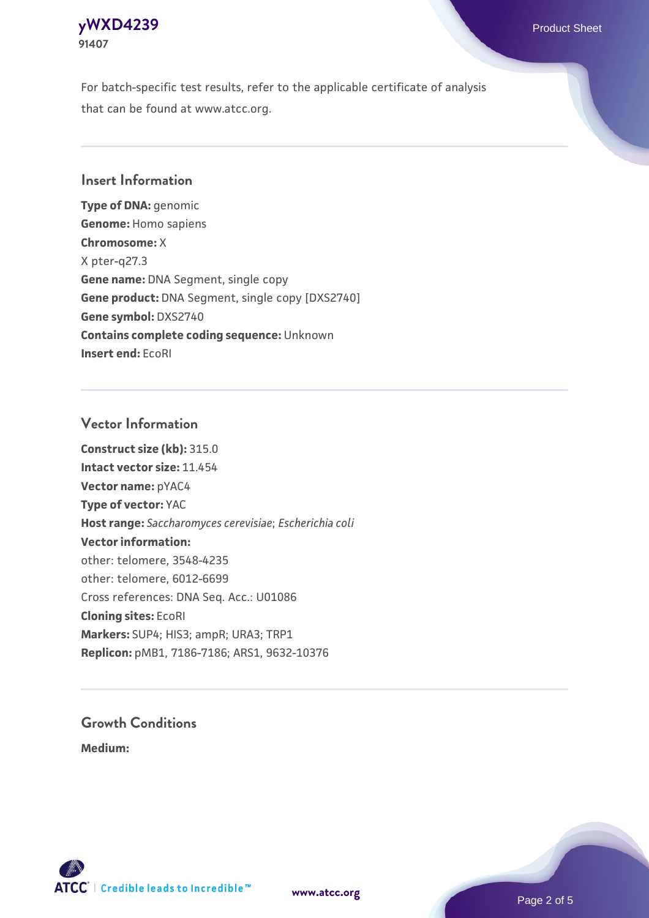For batch-specific test results, refer to the applicable certificate of analysis that can be found at www.atcc.org.

## Insert Information

**Type of DNA:** genomic
**Genome:** Homo sapiens
**Chromosome:** X
X pter-q27.3
**Gene name:** DNA Segment, single copy
**Gene product:** DNA Segment, single copy [DXS2740]
**Gene symbol:** DXS2740
**Contains complete coding sequence:** Unknown
**Insert end:** EcoRI

## Vector Information

**Construct size (kb):** 315.0
**Intact vector size:** 11.454
**Vector name:** pYAC4
**Type of vector:** YAC
**Host range:** *Saccharomyces cerevisiae*; *Escherichia coli*
**Vector information:**
other: telomere, 3548-4235
other: telomere, 6012-6699
Cross references: DNA Seq. Acc.: U01086
**Cloning sites:** EcoRI
**Markers:** SUP4; HIS3; ampR; URA3; TRP1
**Replicon:** pMB1, 7186-7186; ARS1, 9632-10376

## Growth Conditions

**Medium:**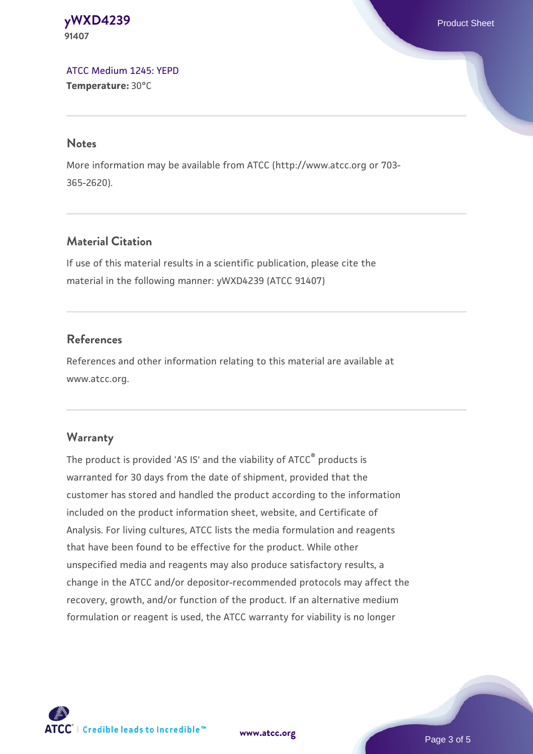[ATCC Medium 1245: YEPD](#)
**Temperature:** 30°C

## Notes

More information may be available from ATCC (http://www.atcc.org or 703-365-2620).

## Material Citation

If use of this material results in a scientific publication, please cite the material in the following manner: yWXD4239 (ATCC 91407)

## References

References and other information relating to this material are available at www.atcc.org.

## Warranty

The product is provided 'AS IS' and the viability of ATCC® products is warranted for 30 days from the date of shipment, provided that the customer has stored and handled the product according to the information included on the product information sheet, website, and Certificate of Analysis. For living cultures, ATCC lists the media formulation and reagents that have been found to be effective for the product. While other unspecified media and reagents may also produce satisfactory results, a change in the ATCC and/or depositor-recommended protocols may affect the recovery, growth, and/or function of the product. If an alternative medium formulation or reagent is used, the ATCC warranty for viability is no longer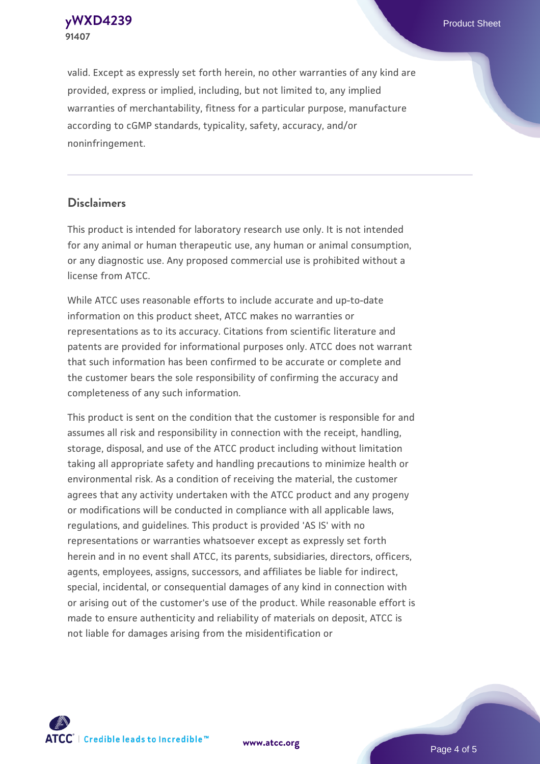valid. Except as expressly set forth herein, no other warranties of any kind are provided, express or implied, including, but not limited to, any implied warranties of merchantability, fitness for a particular purpose, manufacture according to cGMP standards, typicality, safety, accuracy, and/or noninfringement.

## Disclaimers

This product is intended for laboratory research use only. It is not intended for any animal or human therapeutic use, any human or animal consumption, or any diagnostic use. Any proposed commercial use is prohibited without a license from ATCC.

While ATCC uses reasonable efforts to include accurate and up-to-date information on this product sheet, ATCC makes no warranties or representations as to its accuracy. Citations from scientific literature and patents are provided for informational purposes only. ATCC does not warrant that such information has been confirmed to be accurate or complete and the customer bears the sole responsibility of confirming the accuracy and completeness of any such information.

This product is sent on the condition that the customer is responsible for and assumes all risk and responsibility in connection with the receipt, handling, storage, disposal, and use of the ATCC product including without limitation taking all appropriate safety and handling precautions to minimize health or environmental risk. As a condition of receiving the material, the customer agrees that any activity undertaken with the ATCC product and any progeny or modifications will be conducted in compliance with all applicable laws, regulations, and guidelines. This product is provided 'AS IS' with no representations or warranties whatsoever except as expressly set forth herein and in no event shall ATCC, its parents, subsidiaries, directors, officers, agents, employees, assigns, successors, and affiliates be liable for indirect, special, incidental, or consequential damages of any kind in connection with or arising out of the customer's use of the product. While reasonable effort is made to ensure authenticity and reliability of materials on deposit, ATCC is not liable for damages arising from the misidentification or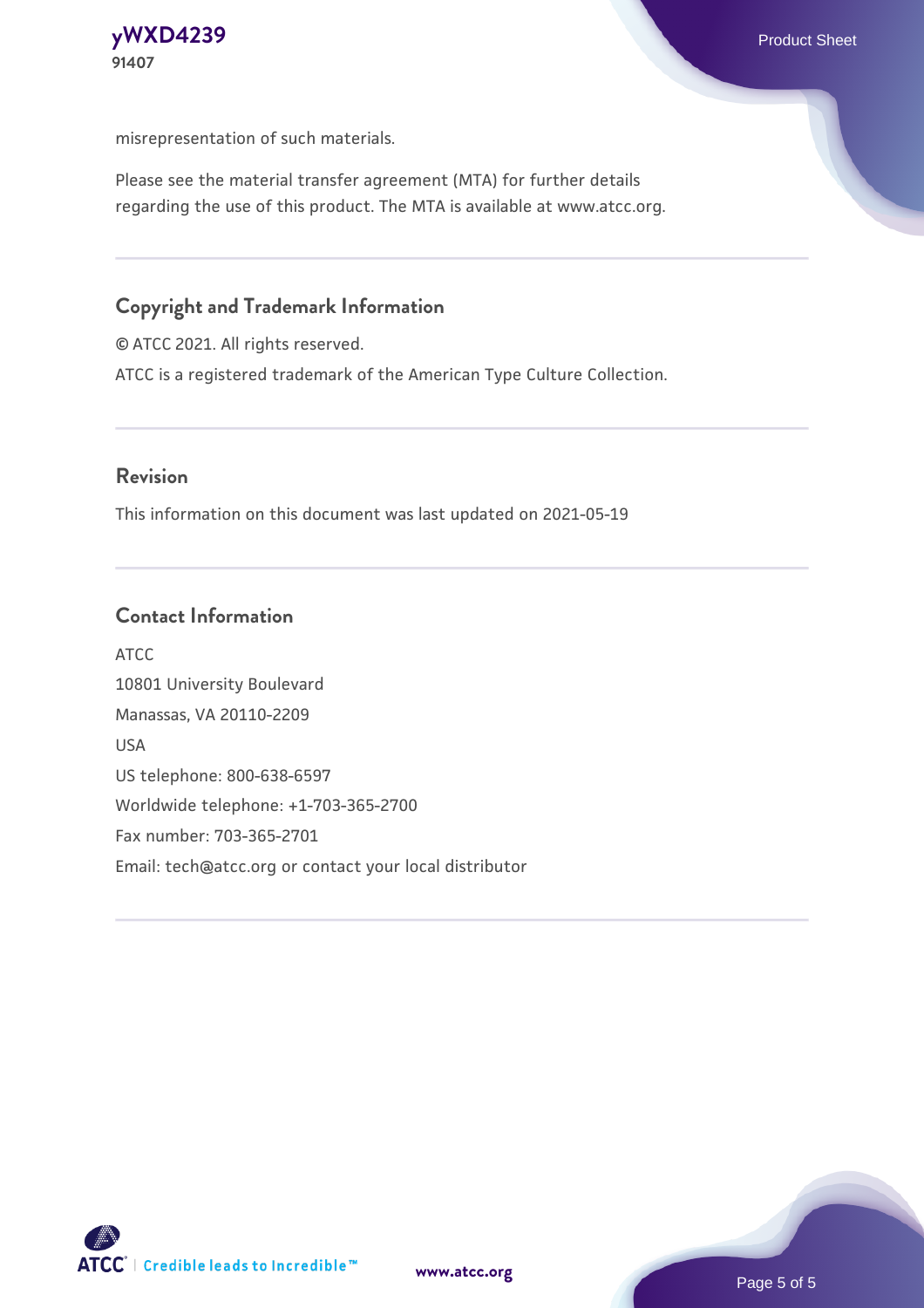misrepresentation of such materials.

Please see the material transfer agreement (MTA) for further details regarding the use of this product. The MTA is available at www.atcc.org.

## Copyright and Trademark Information

© ATCC 2021. All rights reserved.

ATCC is a registered trademark of the American Type Culture Collection.

## Revision

This information on this document was last updated on 2021-05-19

## Contact Information

ATCC
10801 University Boulevard
Manassas, VA 20110-2209
USA
US telephone: 800-638-6597
Worldwide telephone: +1-703-365-2700
Fax number: 703-365-2701
Email: tech@atcc.org or contact your local distributor